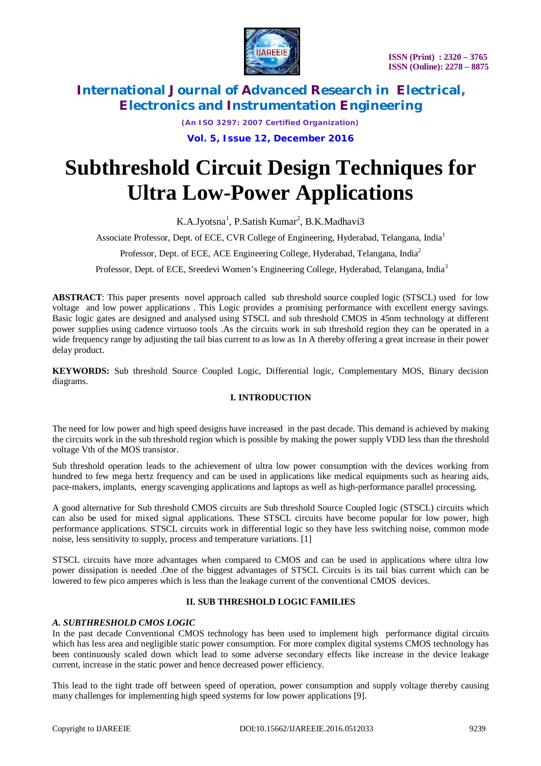# Subthreshold Circuit Design Techniques for Ultra Low-Power Applications

K.A.Jyotsna[1], P.Satish Kumar[2], B.K.Madhavi3

Associate Professor, Dept. of ECE, CVR College of Engineering, Hyderabad, Telangana, India[1]

Professor, Dept. of ECE, ACE Engineering College, Hyderabad, Telangana, India[2]

Professor, Dept. of ECE, Sreedevi Women's Engineering College, Hyderabad, Telangana, India[3]

**ABSTRACT**: This paper presents novel approach called sub threshold source coupled logic (STSCL) used for low voltage and low power applications . This Logic provides a promising performance with excellent energy savings. Basic logic gates are designed and analysed using STSCL and sub threshold CMOS in 45nm technology at different power supplies using cadence virtuoso tools .As the circuits work in sub threshold region they can be operated in a wide frequency range by adjusting the tail bias current to as low as 1n A thereby offering a great increase in their power delay product.

**KEYWORDS:** Sub threshold Source Coupled Logic, Differential logic, Complementary MOS, Binary decision diagrams.

## I. INTRODUCTION

The need for low power and high speed designs have increased in the past decade. This demand is achieved by making the circuits work in the sub threshold region which is possible by making the power supply VDD less than the threshold voltage Vth of the MOS transistor.

Sub threshold operation leads to the achievement of ultra low power consumption with the devices working from hundred to few mega hertz frequency and can be used in applications like medical equipments such as hearing aids, pace-makers, implants, energy scavenging applications and laptops as well as high-performance parallel processing.

A good alternative for Sub threshold CMOS circuits are Sub threshold Source Coupled logic (STSCL) circuits which can also be used for mixed signal applications. These STSCL circuits have become popular for low power, high performance applications. STSCL circuits work in differential logic so they have less switching noise, common mode noise, less sensitivity to supply, process and temperature variations. [1]

STSCL circuits have more advantages when compared to CMOS and can be used in applications where ultra low power dissipation is needed .One of the biggest advantages of STSCL Circuits is its tail bias current which can be lowered to few pico amperes which is less than the leakage current of the conventional CMOS devices.

## II. SUB THRESHOLD LOGIC FAMILIES

### *A. SUBTHRESHOLD CMOS LOGIC*

In the past decade Conventional CMOS technology has been used to implement high performance digital circuits which has less area and negligible static power consumption. For more complex digital systems CMOS technology has been continuously scaled down which lead to some adverse secondary effects like increase in the device leakage current, increase in the static power and hence decreased power efficiency.

This lead to the tight trade off between speed of operation, power consumption and supply voltage thereby causing many challenges for implementing high speed systems for low power applications [9].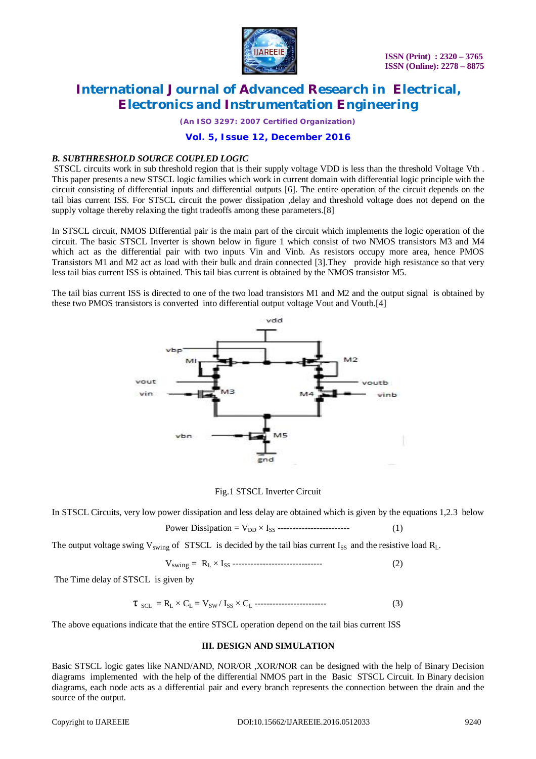### *B. SUBTHRESHOLD SOURCE COUPLED LOGIC*

STSCL circuits work in sub threshold region that is their supply voltage VDD is less than the threshold Voltage Vth . This paper presents a new STSCL logic families which work in current domain with differential logic principle with the circuit consisting of differential inputs and differential outputs [6]. The entire operation of the circuit depends on the tail bias current ISS. For STSCL circuit the power dissipation ,delay and threshold voltage does not depend on the supply voltage thereby relaxing the tight tradeoffs among these parameters.[8]

In STSCL circuit, NMOS Differential pair is the main part of the circuit which implements the logic operation of the circuit. The basic STSCL Inverter is shown below in figure 1 which consist of two NMOS transistors M3 and M4 which act as the differential pair with two inputs Vin and Vinb. As resistors occupy more area, hence PMOS Transistors M1 and M2 act as load with their bulk and drain connected [3].They provide high resistance so that very less tail bias current ISS is obtained. This tail bias current is obtained by the NMOS transistor M5.

The tail bias current ISS is directed to one of the two load transistors M1 and M2 and the output signal is obtained by these two PMOS transistors is converted into differential output voltage Vout and Voutb.[4]

Fig.1 STSCL Inverter Circuit

In STSCL Circuits, very low power dissipation and less delay are obtained which is given by the equations 1,2.3 below

$$\text{Power Dissipation} = V_{DD} \times I_{SS} \qquad (1)$$

The output voltage swing $V_{swing}$ of STSCL is decided by the tail bias current $I_{SS}$ and the resistive load $R_L$.

$$V_{swing} = R_L \times I_{SS} \qquad (2)$$

The Time delay of STSCL is given by

$$\tau_{SCL} = R_L \times C_L = V_{SW} / I_{SS} \times C_L \qquad (3)$$

The above equations indicate that the entire STSCL operation depend on the tail bias current ISS

## III. DESIGN AND SIMULATION

Basic STSCL logic gates like NAND/AND, NOR/OR ,XOR/NOR can be designed with the help of Binary Decision diagrams implemented with the help of the differential NMOS part in the Basic STSCL Circuit. In Binary decision diagrams, each node acts as a differential pair and every branch represents the connection between the drain and the source of the output.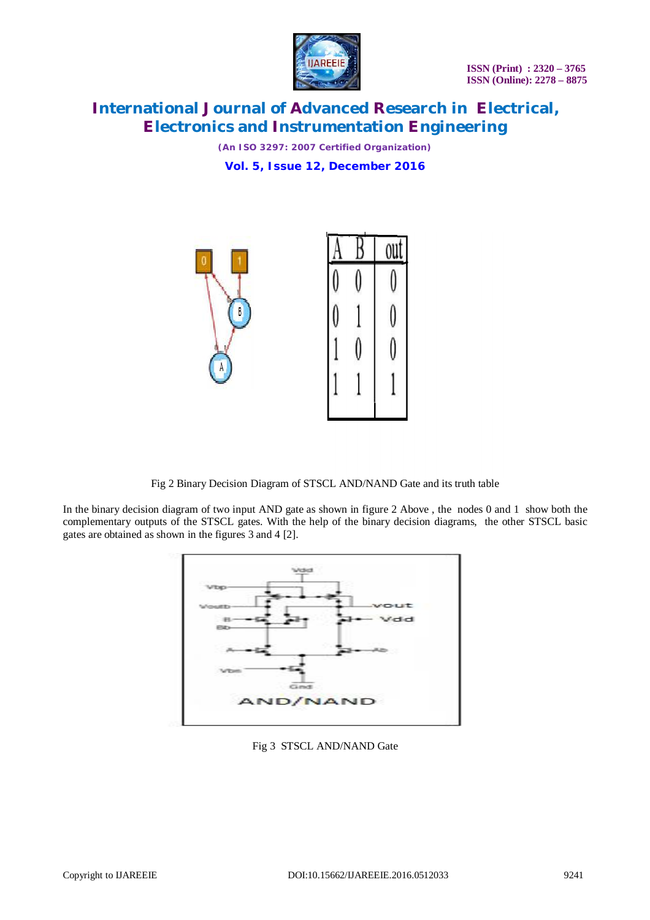| A | B | out |
|---|---|---|
| 0 | 0 | 0 |
| 0 | 1 | 0 |
| 1 | 0 | 0 |
| 1 | 1 | 1 |

Fig 2 Binary Decision Diagram of STSCL AND/NAND Gate and its truth table

In the binary decision diagram of two input AND gate as shown in figure 2 Above , the nodes 0 and 1 show both the complementary outputs of the STSCL gates. With the help of the binary decision diagrams, the other STSCL basic gates are obtained as shown in the figures 3 and 4 [2].

Fig 3 STSCL AND/NAND Gate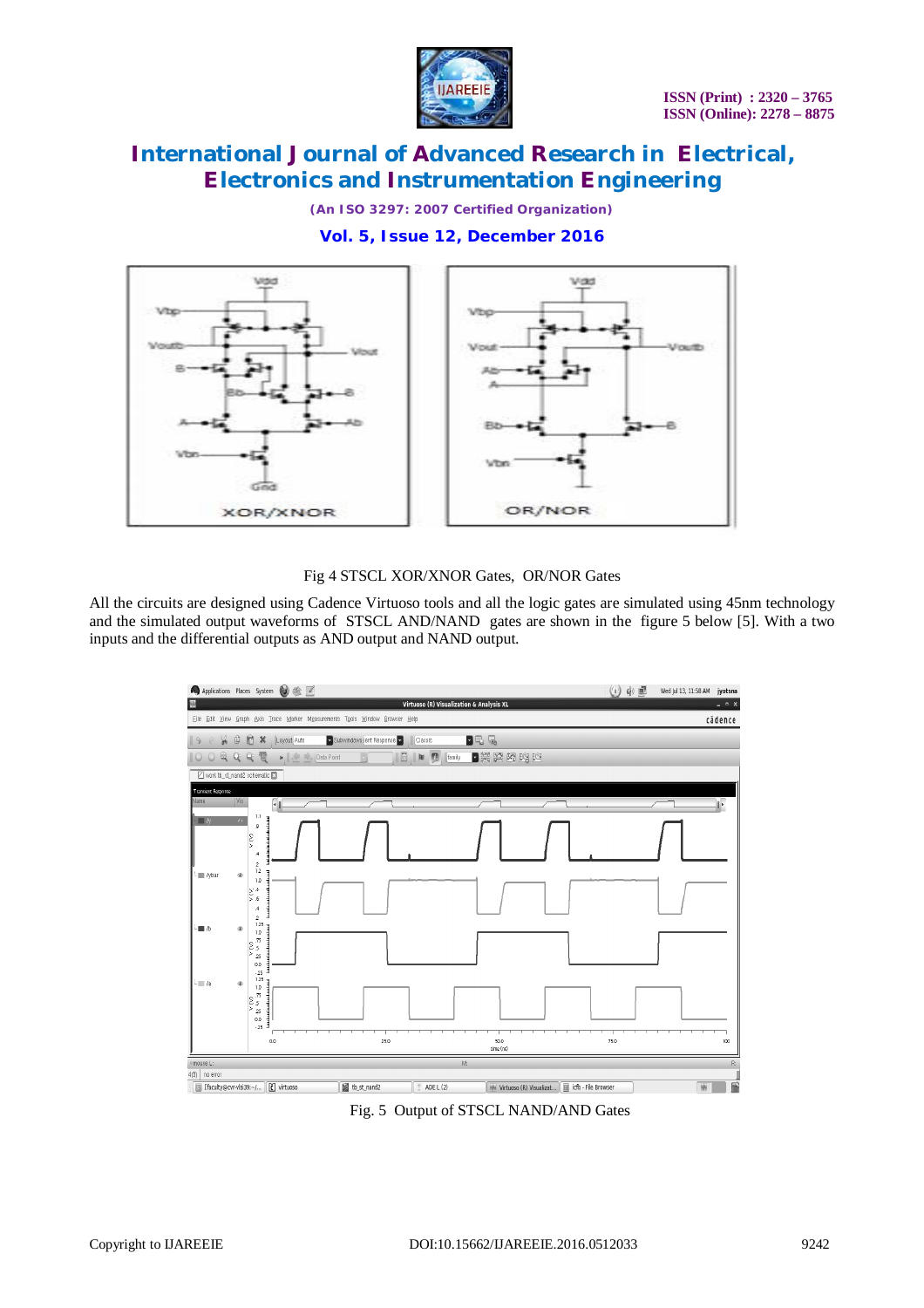Fig 4 STSCL XOR/XNOR Gates, OR/NOR Gates

All the circuits are designed using Cadence Virtuoso tools and all the logic gates are simulated using 45nm technology and the simulated output waveforms of STSCL AND/NAND gates are shown in the figure 5 below [5]. With a two inputs and the differential outputs as AND output and NAND output.

Fig. 5 Output of STSCL NAND/AND Gates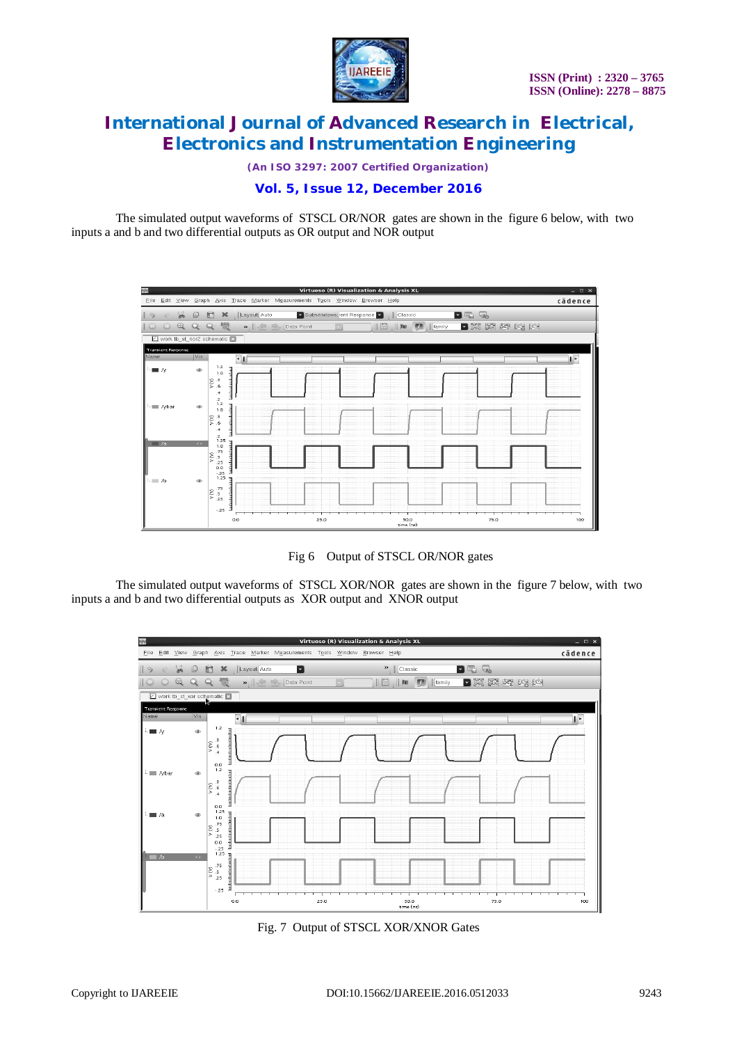The simulated output waveforms of STSCL OR/NOR gates are shown in the figure 6 below, with two inputs a and b and two differential outputs as OR output and NOR output

Fig 6 Output of STSCL OR/NOR gates

The simulated output waveforms of STSCL XOR/NOR gates are shown in the figure 7 below, with two inputs a and b and two differential outputs as XOR output and XNOR output

Fig. 7 Output of STSCL XOR/XNOR Gates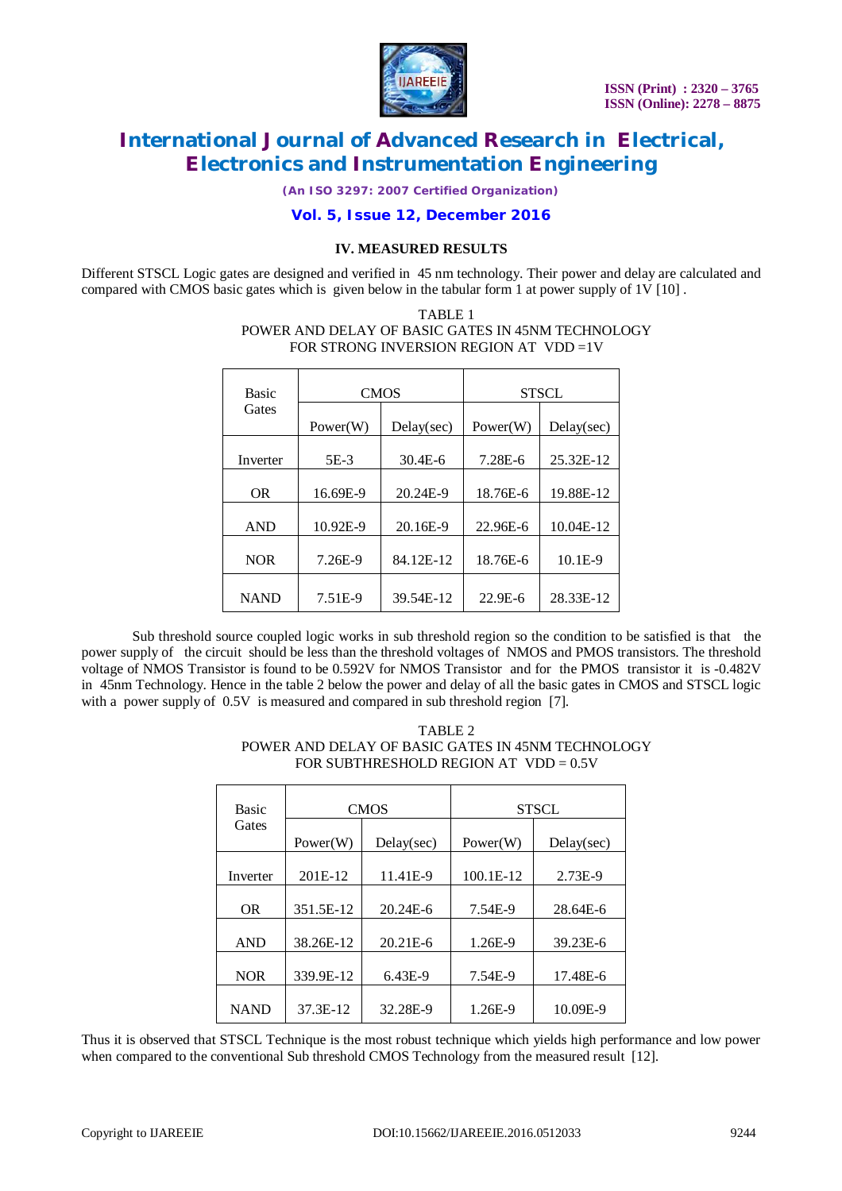### IV. MEASURED RESULTS

Different STSCL Logic gates are designed and verified in 45 nm technology. Their power and delay are calculated and compared with CMOS basic gates which is given below in the tabular form 1 at power supply of 1V [10] .

TABLE 1
POWER AND DELAY OF BASIC GATES IN 45NM TECHNOLOGY
FOR STRONG INVERSION REGION AT VDD =1V

| Basic Gates | CMOS | | STSCL | |
|---|---|---|---|---|
| | Power(W) | Delay(sec) | Power(W) | Delay(sec) |
| Inverter | 5E-3 | 30.4E-6 | 7.28E-6 | 25.32E-12 |
| OR | 16.69E-9 | 20.24E-9 | 18.76E-6 | 19.88E-12 |
| AND | 10.92E-9 | 20.16E-9 | 22.96E-6 | 10.04E-12 |
| NOR | 7.26E-9 | 84.12E-12 | 18.76E-6 | 10.1E-9 |
| NAND | 7.51E-9 | 39.54E-12 | 22.9E-6 | 28.33E-12 |

Sub threshold source coupled logic works in sub threshold region so the condition to be satisfied is that the power supply of the circuit should be less than the threshold voltages of NMOS and PMOS transistors. The threshold voltage of NMOS Transistor is found to be 0.592V for NMOS Transistor and for the PMOS transistor it is -0.482V in 45nm Technology. Hence in the table 2 below the power and delay of all the basic gates in CMOS and STSCL logic with a power supply of 0.5V is measured and compared in sub threshold region [7].

TABLE 2
POWER AND DELAY OF BASIC GATES IN 45NM TECHNOLOGY
FOR SUBTHRESHOLD REGION AT VDD = 0.5V

| Basic Gates | CMOS | | STSCL | |
|---|---|---|---|---|
| | Power(W) | Delay(sec) | Power(W) | Delay(sec) |
| Inverter | 201E-12 | 11.41E-9 | 100.1E-12 | 2.73E-9 |
| OR | 351.5E-12 | 20.24E-6 | 7.54E-9 | 28.64E-6 |
| AND | 38.26E-12 | 20.21E-6 | 1.26E-9 | 39.23E-6 |
| NOR | 339.9E-12 | 6.43E-9 | 7.54E-9 | 17.48E-6 |
| NAND | 37.3E-12 | 32.28E-9 | 1.26E-9 | 10.09E-9 |

Thus it is observed that STSCL Technique is the most robust technique which yields high performance and low power when compared to the conventional Sub threshold CMOS Technology from the measured result [12].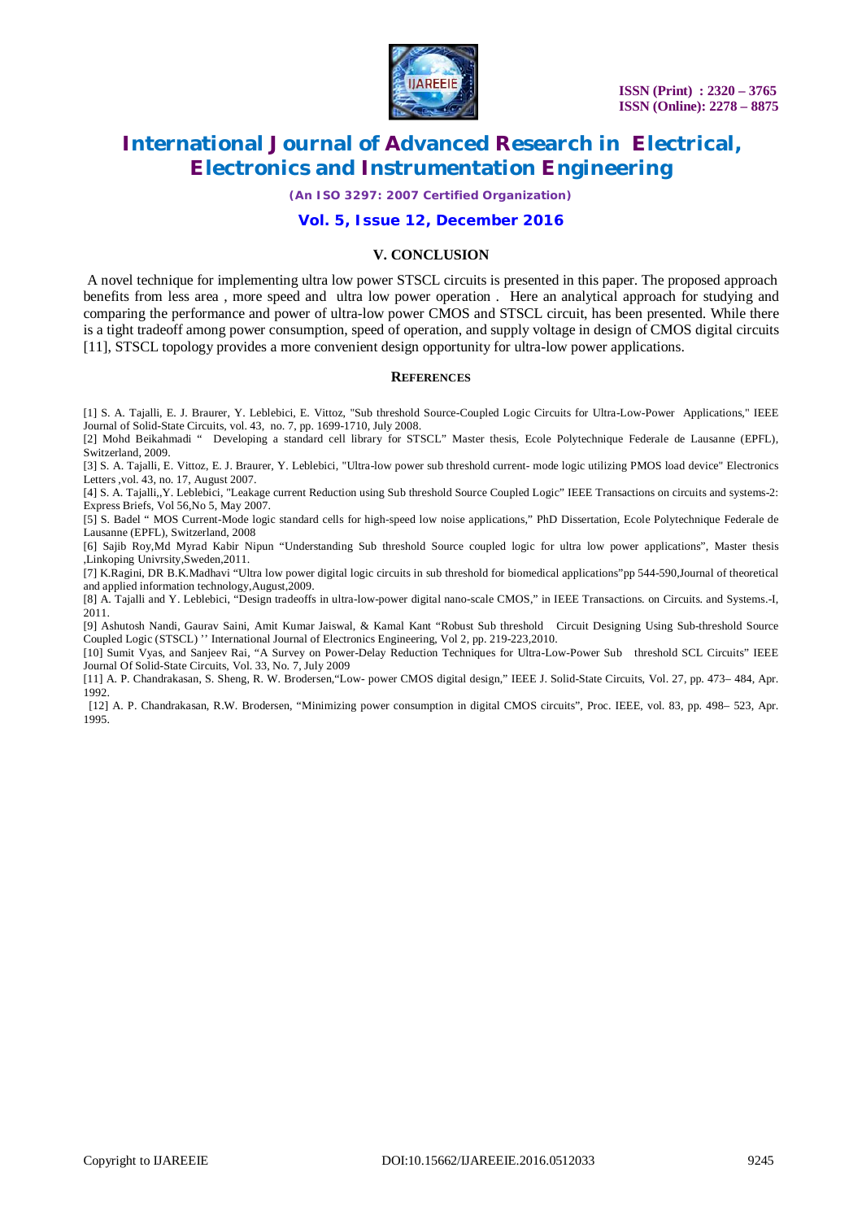## V. CONCLUSION

A novel technique for implementing ultra low power STSCL circuits is presented in this paper. The proposed approach benefits from less area , more speed and ultra low power operation . Here an analytical approach for studying and comparing the performance and power of ultra-low power CMOS and STSCL circuit, has been presented. While there is a tight tradeoff among power consumption, speed of operation, and supply voltage in design of CMOS digital circuits [11], STSCL topology provides a more convenient design opportunity for ultra-low power applications.

## REFERENCES

[1] S. A. Tajalli, E. J. Braurer, Y. Leblebici, E. Vittoz, "Sub threshold Source-Coupled Logic Circuits for Ultra-Low-Power Applications," IEEE Journal of Solid-State Circuits, vol. 43, no. 7, pp. 1699-1710, July 2008.

[2] Mohd Beikahmadi " Developing a standard cell library for STSCL" Master thesis, Ecole Polytechnique Federale de Lausanne (EPFL), Switzerland, 2009.

[3] S. A. Tajalli, E. Vittoz, E. J. Braurer, Y. Leblebici, "Ultra-low power sub threshold current- mode logic utilizing PMOS load device" Electronics Letters ,vol. 43, no. 17, August 2007.

[4] S. A. Tajalli,,Y. Leblebici, "Leakage current Reduction using Sub threshold Source Coupled Logic" IEEE Transactions on circuits and systems-2: Express Briefs, Vol 56,No 5, May 2007.

[5] S. Badel " MOS Current-Mode logic standard cells for high-speed low noise applications," PhD Dissertation, Ecole Polytechnique Federale de Lausanne (EPFL), Switzerland, 2008

[6] Sajib Roy,Md Myrad Kabir Nipun "Understanding Sub threshold Source coupled logic for ultra low power applications", Master thesis ,Linkoping Univrsity,Sweden,2011.

[7] K.Ragini, DR B.K.Madhavi "Ultra low power digital logic circuits in sub threshold for biomedical applications"pp 544-590,Journal of theoretical and applied information technology,August,2009.

[8] A. Tajalli and Y. Leblebici, "Design tradeoffs in ultra-low-power digital nano-scale CMOS," in IEEE Transactions. on Circuits. and Systems.-I, 2011.

[9] Ashutosh Nandi, Gaurav Saini, Amit Kumar Jaiswal, & Kamal Kant "Robust Sub threshold Circuit Designing Using Sub-threshold Source Coupled Logic (STSCL) '' International Journal of Electronics Engineering, Vol 2, pp. 219-223,2010.

[10] Sumit Vyas, and Sanjeev Rai, "A Survey on Power-Delay Reduction Techniques for Ultra-Low-Power Sub threshold SCL Circuits" IEEE Journal Of Solid-State Circuits, Vol. 33, No. 7, July 2009

[11] A. P. Chandrakasan, S. Sheng, R. W. Brodersen,"Low- power CMOS digital design," IEEE J. Solid-State Circuits, Vol. 27, pp. 473– 484, Apr. 1992.

[12] A. P. Chandrakasan, R.W. Brodersen, "Minimizing power consumption in digital CMOS circuits", Proc. IEEE, vol. 83, pp. 498– 523, Apr. 1995.